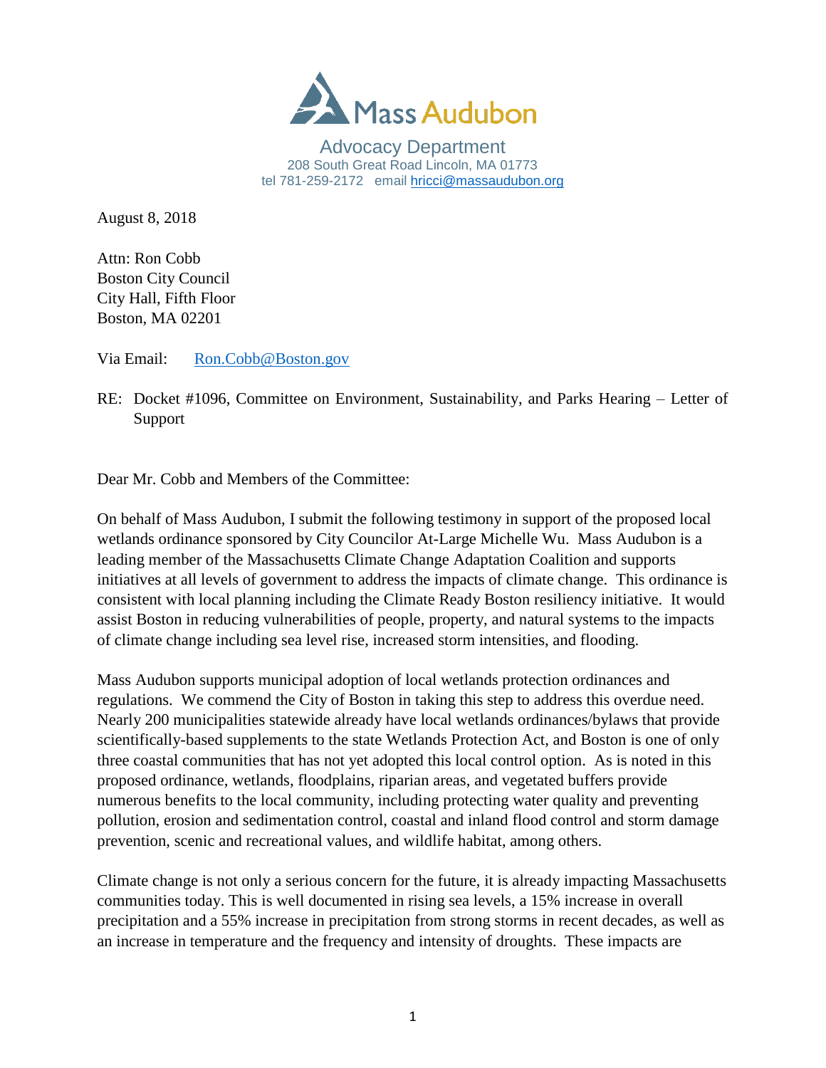Mass Audubon

Advocacy Department
208 South Great Road Lincoln, MA 01773
tel 781-259-2172 email hricci@massaudubon.org

August 8, 2018

Attn: Ron Cobb
Boston City Council
City Hall, Fifth Floor
Boston, MA 02201

Via Email: Ron.Cobb@Boston.gov

RE: Docket #1096, Committee on Environment, Sustainability, and Parks Hearing – Letter of Support

Dear Mr. Cobb and Members of the Committee:

On behalf of Mass Audubon, I submit the following testimony in support of the proposed local wetlands ordinance sponsored by City Councilor At-Large Michelle Wu. Mass Audubon is a leading member of the Massachusetts Climate Change Adaptation Coalition and supports initiatives at all levels of government to address the impacts of climate change. This ordinance is consistent with local planning including the Climate Ready Boston resiliency initiative. It would assist Boston in reducing vulnerabilities of people, property, and natural systems to the impacts of climate change including sea level rise, increased storm intensities, and flooding.

Mass Audubon supports municipal adoption of local wetlands protection ordinances and regulations. We commend the City of Boston in taking this step to address this overdue need. Nearly 200 municipalities statewide already have local wetlands ordinances/bylaws that provide scientifically-based supplements to the state Wetlands Protection Act, and Boston is one of only three coastal communities that has not yet adopted this local control option. As is noted in this proposed ordinance, wetlands, floodplains, riparian areas, and vegetated buffers provide numerous benefits to the local community, including protecting water quality and preventing pollution, erosion and sedimentation control, coastal and inland flood control and storm damage prevention, scenic and recreational values, and wildlife habitat, among others.

Climate change is not only a serious concern for the future, it is already impacting Massachusetts communities today. This is well documented in rising sea levels, a 15% increase in overall precipitation and a 55% increase in precipitation from strong storms in recent decades, as well as an increase in temperature and the frequency and intensity of droughts. These impacts are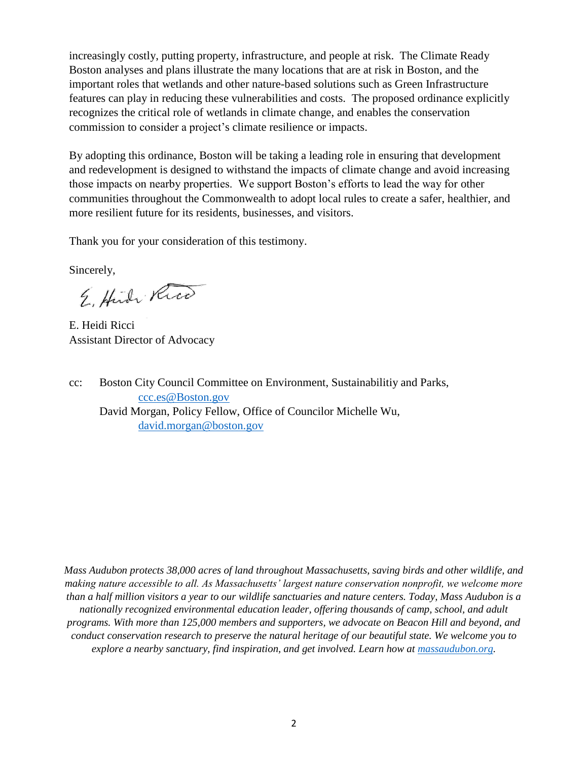increasingly costly, putting property, infrastructure, and people at risk. The Climate Ready Boston analyses and plans illustrate the many locations that are at risk in Boston, and the important roles that wetlands and other nature-based solutions such as Green Infrastructure features can play in reducing these vulnerabilities and costs. The proposed ordinance explicitly recognizes the critical role of wetlands in climate change, and enables the conservation commission to consider a project's climate resilience or impacts.

By adopting this ordinance, Boston will be taking a leading role in ensuring that development and redevelopment is designed to withstand the impacts of climate change and avoid increasing those impacts on nearby properties. We support Boston's efforts to lead the way for other communities throughout the Commonwealth to adopt local rules to create a safer, healthier, and more resilient future for its residents, businesses, and visitors.

Thank you for your consideration of this testimony.

Sincerely,

E. Heidi Ricci

E. Heidi Ricci
Assistant Director of Advocacy

cc: Boston City Council Committee on Environment, Sustainabilitiy and Parks, ccc.es@Boston.gov
David Morgan, Policy Fellow, Office of Councilor Michelle Wu, david.morgan@boston.gov

*Mass Audubon protects 38,000 acres of land throughout Massachusetts, saving birds and other wildlife, and making nature accessible to all. As Massachusetts' largest nature conservation nonprofit, we welcome more than a half million visitors a year to our wildlife sanctuaries and nature centers. Today, Mass Audubon is a nationally recognized environmental education leader, offering thousands of camp, school, and adult programs. With more than 125,000 members and supporters, we advocate on Beacon Hill and beyond, and conduct conservation research to preserve the natural heritage of our beautiful state. We welcome you to explore a nearby sanctuary, find inspiration, and get involved. Learn how at massaudubon.org.*